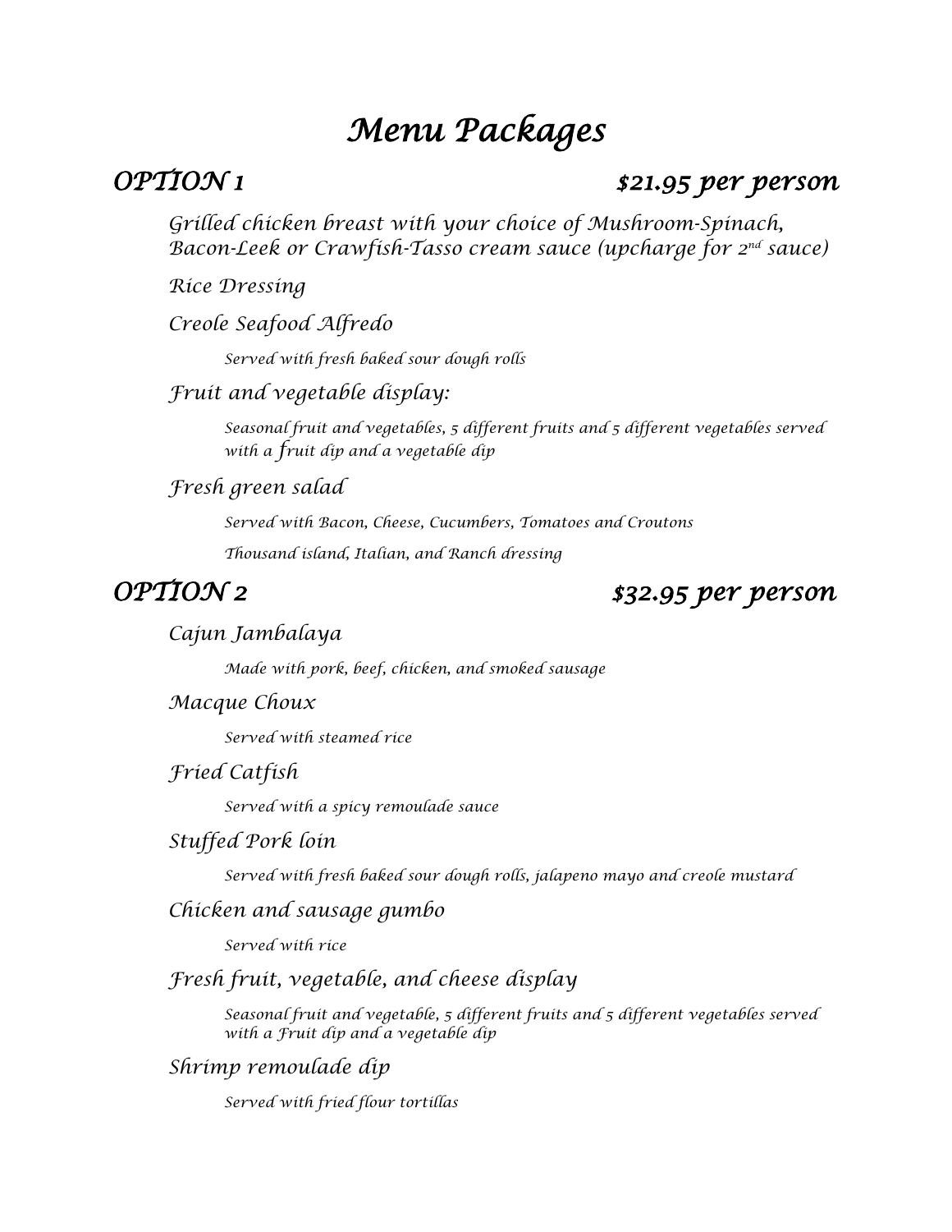# *Menu Packages*

## *OPTION 1* — *$21.95 per person*

*Grilled chicken breast with your choice of Mushroom-Spinach, Bacon-Leek or Crawfish-Tasso cream sauce (upcharge for 2nd sauce)*

*Rice Dressing*

*Creole Seafood Alfredo*

> *Served with fresh baked sour dough rolls*

*Fruit and vegetable display:*

> *Seasonal fruit and vegetables, 5 different fruits and 5 different vegetables served with a fruit dip and a vegetable dip*

*Fresh green salad*

> *Served with Bacon, Cheese, Cucumbers, Tomatoes and Croutons*
>
> *Thousand island, Italian, and Ranch dressing*

## *OPTION 2* — *$32.95 per person*

*Cajun Jambalaya*

> *Made with pork, beef, chicken, and smoked sausage*

*Macque Choux*

> *Served with steamed rice*

*Fried Catfish*

> *Served with a spicy remoulade sauce*

*Stuffed Pork loin*

> *Served with fresh baked sour dough rolls, jalapeno mayo and creole mustard*

*Chicken and sausage gumbo*

> *Served with rice*

*Fresh fruit, vegetable, and cheese display*

> *Seasonal fruit and vegetable, 5 different fruits and 5 different vegetables served with a Fruit dip and a vegetable dip*

*Shrimp remoulade dip*

> *Served with fried flour tortillas*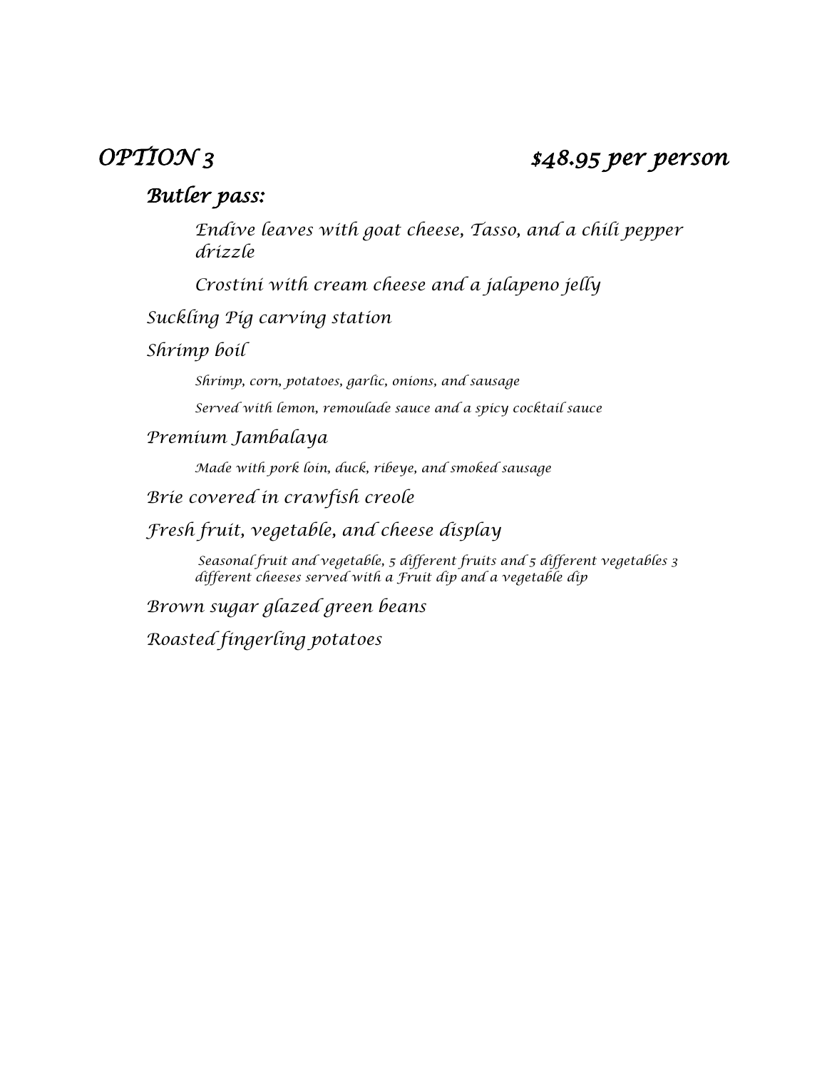## *OPTION 3* *$48.95 per person*

### *Butler pass:*

*Endive leaves with goat cheese, Tasso, and a chili pepper drizzle*

*Crostini with cream cheese and a jalapeno jelly*

*Suckling Pig carving station*

*Shrimp boil*

*Shrimp, corn, potatoes, garlic, onions, and sausage*

*Served with lemon, remoulade sauce and a spicy cocktail sauce*

*Premium Jambalaya*

*Made with pork loin, duck, ribeye, and smoked sausage*

*Brie covered in crawfish creole*

*Fresh fruit, vegetable, and cheese display*

*Seasonal fruit and vegetable, 5 different fruits and 5 different vegetables 3 different cheeses served with a Fruit dip and a vegetable dip*

*Brown sugar glazed green beans*

*Roasted fingerling potatoes*